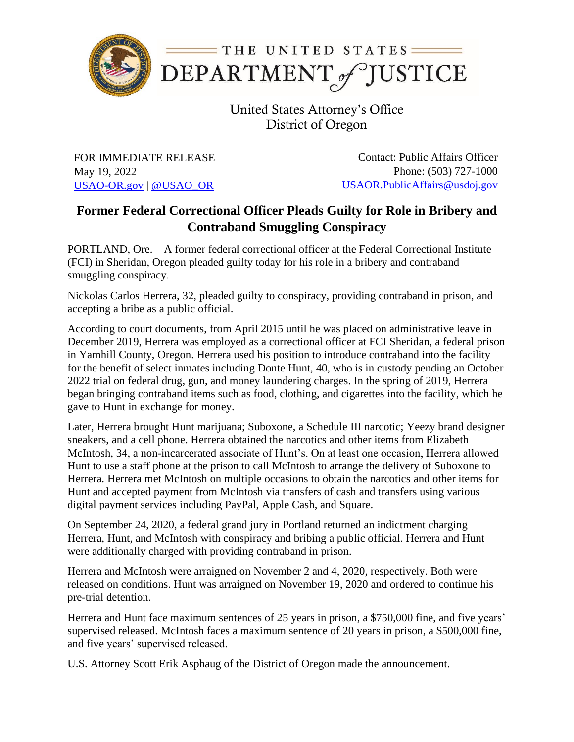THE UNITED STATES DEPARTMENT of JUSTICE

United States Attorney's Office
District of Oregon

FOR IMMEDIATE RELEASE
May 19, 2022
USAO-OR.gov | @USAO_OR

Contact: Public Affairs Officer
Phone: (503) 727-1000
USAOR.PublicAffairs@usdoj.gov

## Former Federal Correctional Officer Pleads Guilty for Role in Bribery and Contraband Smuggling Conspiracy

PORTLAND, Ore.—A former federal correctional officer at the Federal Correctional Institute (FCI) in Sheridan, Oregon pleaded guilty today for his role in a bribery and contraband smuggling conspiracy.

Nickolas Carlos Herrera, 32, pleaded guilty to conspiracy, providing contraband in prison, and accepting a bribe as a public official.

According to court documents, from April 2015 until he was placed on administrative leave in December 2019, Herrera was employed as a correctional officer at FCI Sheridan, a federal prison in Yamhill County, Oregon. Herrera used his position to introduce contraband into the facility for the benefit of select inmates including Donte Hunt, 40, who is in custody pending an October 2022 trial on federal drug, gun, and money laundering charges. In the spring of 2019, Herrera began bringing contraband items such as food, clothing, and cigarettes into the facility, which he gave to Hunt in exchange for money.

Later, Herrera brought Hunt marijuana; Suboxone, a Schedule III narcotic; Yeezy brand designer sneakers, and a cell phone. Herrera obtained the narcotics and other items from Elizabeth McIntosh, 34, a non-incarcerated associate of Hunt's. On at least one occasion, Herrera allowed Hunt to use a staff phone at the prison to call McIntosh to arrange the delivery of Suboxone to Herrera. Herrera met McIntosh on multiple occasions to obtain the narcotics and other items for Hunt and accepted payment from McIntosh via transfers of cash and transfers using various digital payment services including PayPal, Apple Cash, and Square.

On September 24, 2020, a federal grand jury in Portland returned an indictment charging Herrera, Hunt, and McIntosh with conspiracy and bribing a public official. Herrera and Hunt were additionally charged with providing contraband in prison.

Herrera and McIntosh were arraigned on November 2 and 4, 2020, respectively. Both were released on conditions. Hunt was arraigned on November 19, 2020 and ordered to continue his pre-trial detention.

Herrera and Hunt face maximum sentences of 25 years in prison, a $750,000 fine, and five years' supervised released. McIntosh faces a maximum sentence of 20 years in prison, a $500,000 fine, and five years' supervised released.

U.S. Attorney Scott Erik Asphaug of the District of Oregon made the announcement.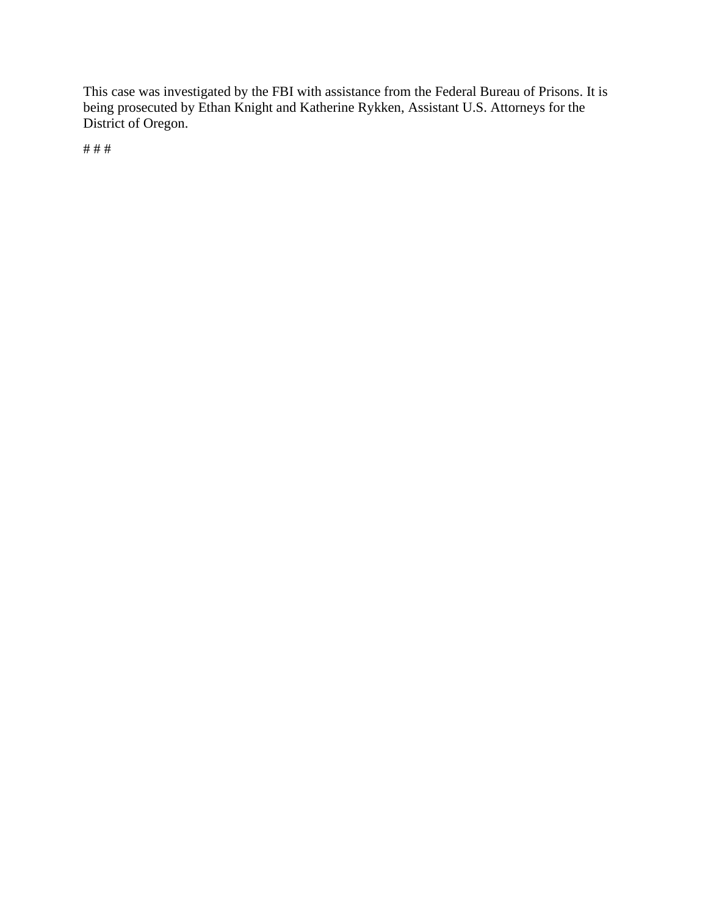This case was investigated by the FBI with assistance from the Federal Bureau of Prisons. It is being prosecuted by Ethan Knight and Katherine Rykken, Assistant U.S. Attorneys for the District of Oregon.

# # #